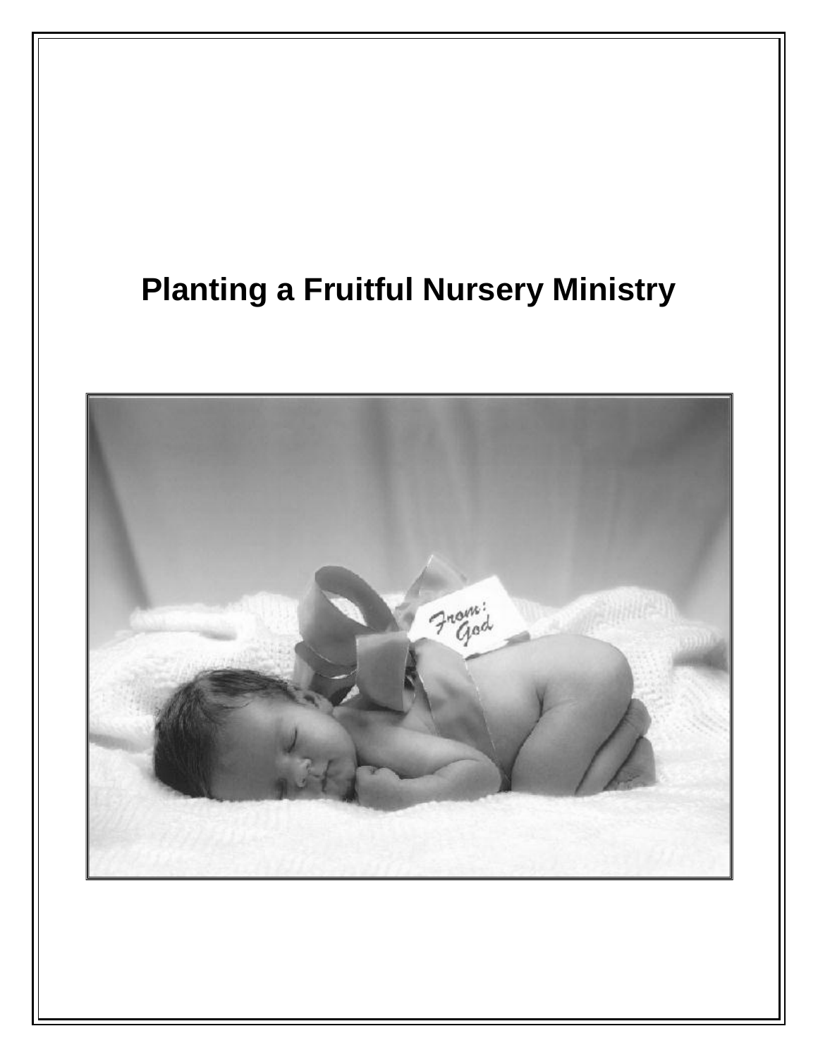# Planting a Fruitful Nursery Ministry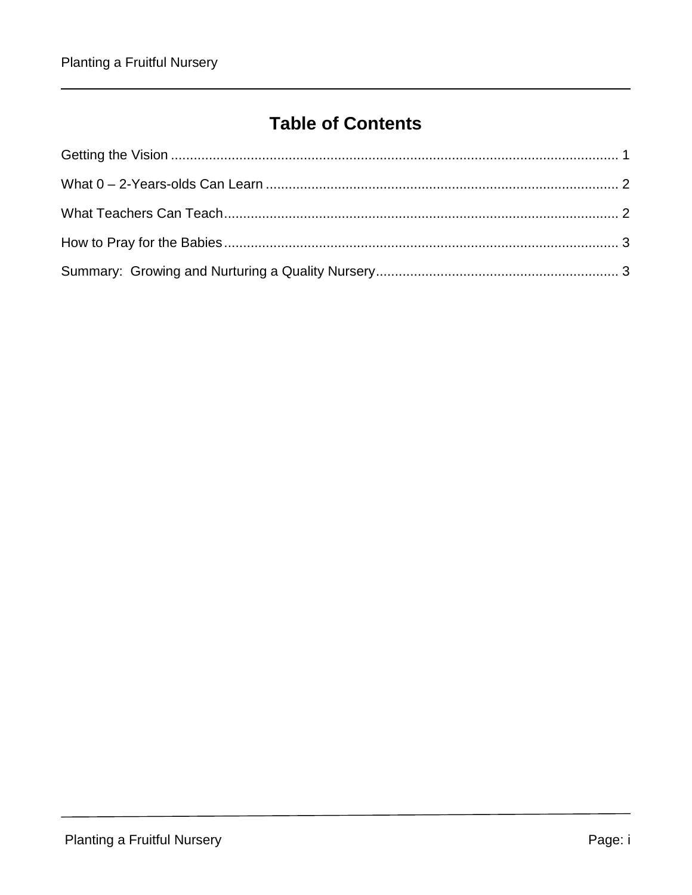# Table of Contents

Getting the Vision ........................................................................................................ 1

What 0 – 2-Years-olds Can Learn ................................................................................ 2

What Teachers Can Teach............................................................................................ 2

How to Pray for the Babies........................................................................................... 3

Summary:  Growing and Nurturing a Quality Nursery.................................................. 3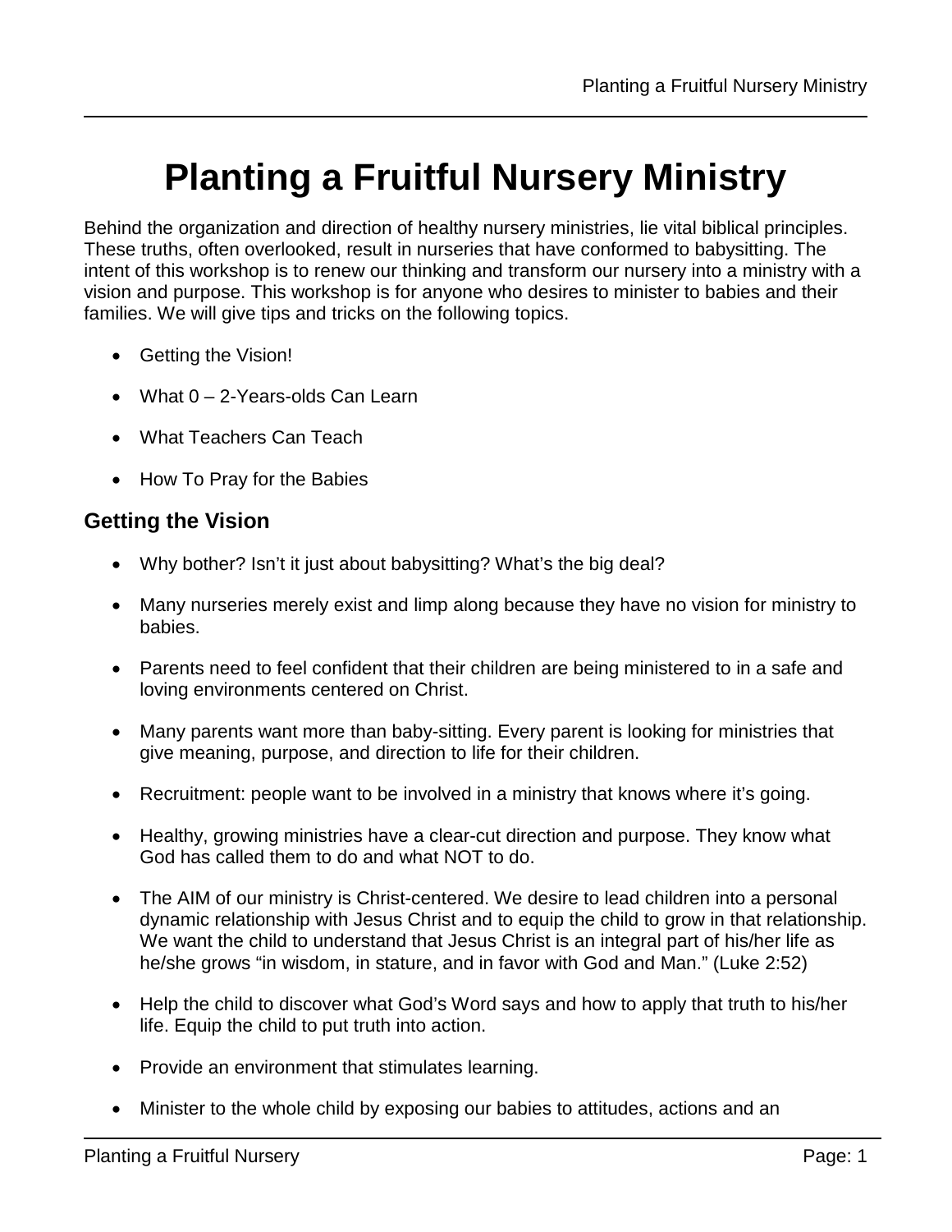# Planting a Fruitful Nursery Ministry

Behind the organization and direction of healthy nursery ministries, lie vital biblical principles. These truths, often overlooked, result in nurseries that have conformed to babysitting. The intent of this workshop is to renew our thinking and transform our nursery into a ministry with a vision and purpose. This workshop is for anyone who desires to minister to babies and their families. We will give tips and tricks on the following topics.

- Getting the Vision!
- What 0 – 2-Years-olds Can Learn
- What Teachers Can Teach
- How To Pray for the Babies

## Getting the Vision

- Why bother? Isn't it just about babysitting? What's the big deal?
- Many nurseries merely exist and limp along because they have no vision for ministry to babies.
- Parents need to feel confident that their children are being ministered to in a safe and loving environments centered on Christ.
- Many parents want more than baby-sitting. Every parent is looking for ministries that give meaning, purpose, and direction to life for their children.
- Recruitment: people want to be involved in a ministry that knows where it's going.
- Healthy, growing ministries have a clear-cut direction and purpose. They know what God has called them to do and what NOT to do.
- The AIM of our ministry is Christ-centered. We desire to lead children into a personal dynamic relationship with Jesus Christ and to equip the child to grow in that relationship. We want the child to understand that Jesus Christ is an integral part of his/her life as he/she grows "in wisdom, in stature, and in favor with God and Man." (Luke 2:52)
- Help the child to discover what God's Word says and how to apply that truth to his/her life. Equip the child to put truth into action.
- Provide an environment that stimulates learning.
- Minister to the whole child by exposing our babies to attitudes, actions and an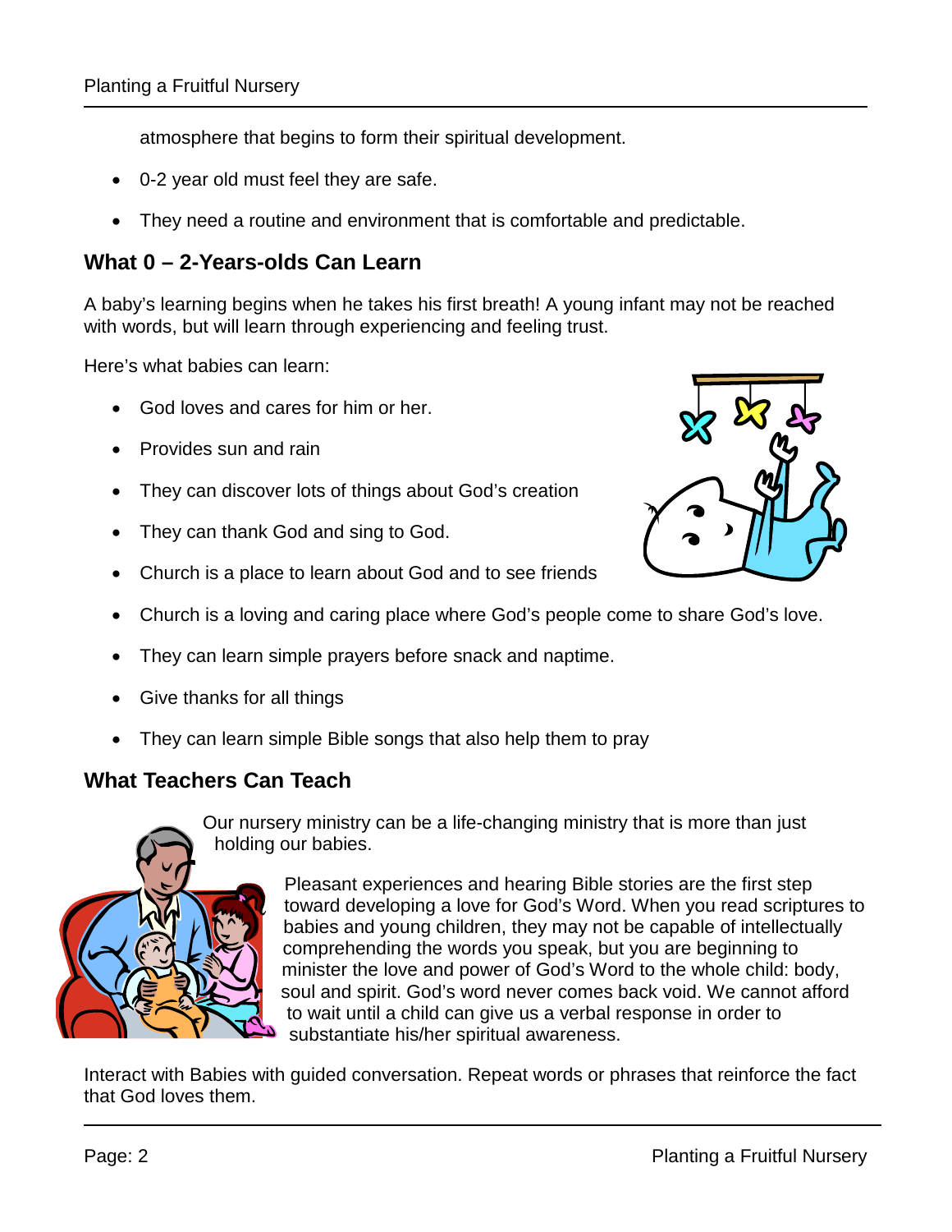atmosphere that begins to form their spiritual development.

- 0-2 year old must feel they are safe.
- They need a routine and environment that is comfortable and predictable.

## What 0 – 2-Years-olds Can Learn

A baby's learning begins when he takes his first breath! A young infant may not be reached with words, but will learn through experiencing and feeling trust.

Here's what babies can learn:

- God loves and cares for him or her.
- Provides sun and rain
- They can discover lots of things about God's creation
- They can thank God and sing to God.
- Church is a place to learn about God and to see friends
- Church is a loving and caring place where God's people come to share God's love.
- They can learn simple prayers before snack and naptime.
- Give thanks for all things
- They can learn simple Bible songs that also help them to pray

## What Teachers Can Teach

Our nursery ministry can be a life-changing ministry that is more than just holding our babies.

Pleasant experiences and hearing Bible stories are the first step toward developing a love for God's Word. When you read scriptures to babies and young children, they may not be capable of intellectually comprehending the words you speak, but you are beginning to minister the love and power of God's Word to the whole child: body, soul and spirit. God's word never comes back void. We cannot afford to wait until a child can give us a verbal response in order to substantiate his/her spiritual awareness.

Interact with Babies with guided conversation. Repeat words or phrases that reinforce the fact that God loves them.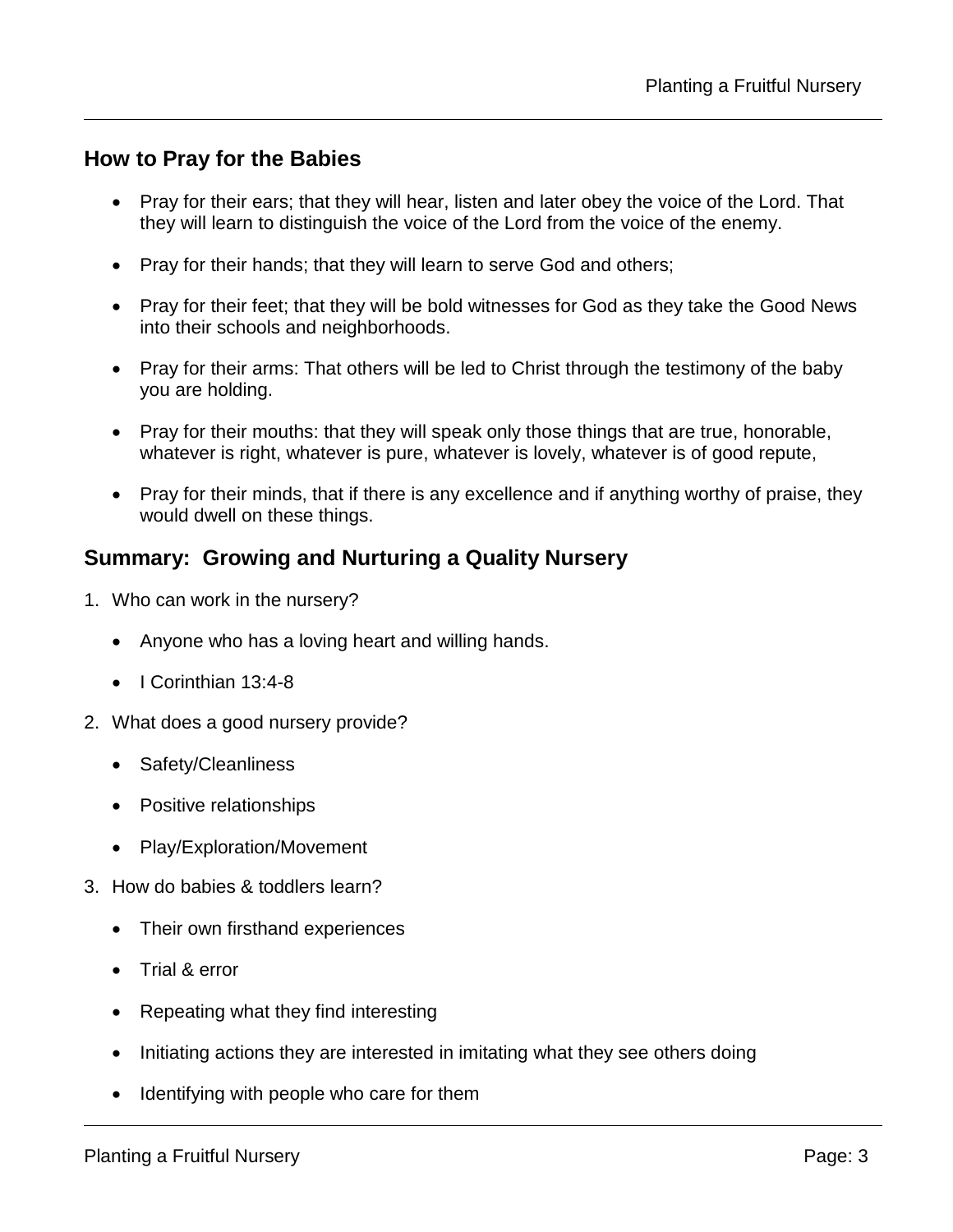## How to Pray for the Babies

- Pray for their ears; that they will hear, listen and later obey the voice of the Lord. That they will learn to distinguish the voice of the Lord from the voice of the enemy.
- Pray for their hands; that they will learn to serve God and others;
- Pray for their feet; that they will be bold witnesses for God as they take the Good News into their schools and neighborhoods.
- Pray for their arms: That others will be led to Christ through the testimony of the baby you are holding.
- Pray for their mouths: that they will speak only those things that are true, honorable, whatever is right, whatever is pure, whatever is lovely, whatever is of good repute,
- Pray for their minds, that if there is any excellence and if anything worthy of praise, they would dwell on these things.

## Summary: Growing and Nurturing a Quality Nursery

1. Who can work in the nursery?
   - Anyone who has a loving heart and willing hands.
   - I Corinthian 13:4-8
2. What does a good nursery provide?
   - Safety/Cleanliness
   - Positive relationships
   - Play/Exploration/Movement
3. How do babies & toddlers learn?
   - Their own firsthand experiences
   - Trial & error
   - Repeating what they find interesting
   - Initiating actions they are interested in imitating what they see others doing
   - Identifying with people who care for them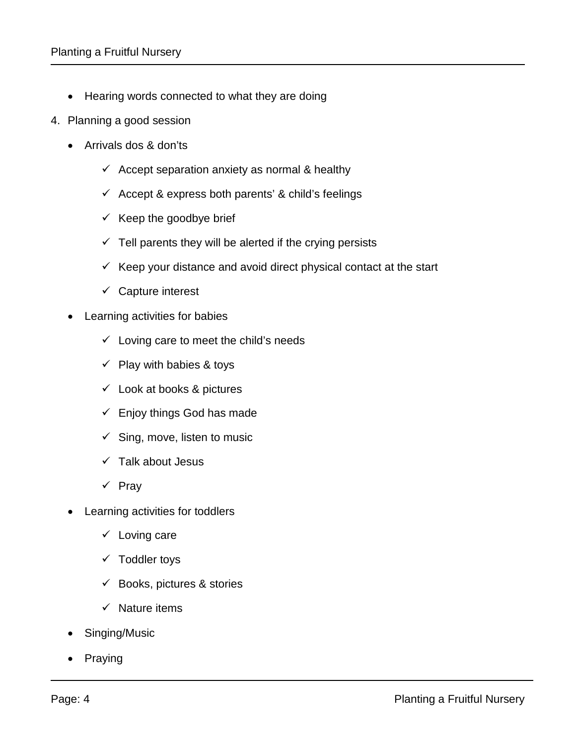- Hearing words connected to what they are doing

4. Planning a good session

   - Arrivals dos & don'ts
     - ✓ Accept separation anxiety as normal & healthy
     - ✓ Accept & express both parents' & child's feelings
     - ✓ Keep the goodbye brief
     - ✓ Tell parents they will be alerted if the crying persists
     - ✓ Keep your distance and avoid direct physical contact at the start
     - ✓ Capture interest
   - Learning activities for babies
     - ✓ Loving care to meet the child's needs
     - ✓ Play with babies & toys
     - ✓ Look at books & pictures
     - ✓ Enjoy things God has made
     - ✓ Sing, move, listen to music
     - ✓ Talk about Jesus
     - ✓ Pray
   - Learning activities for toddlers
     - ✓ Loving care
     - ✓ Toddler toys
     - ✓ Books, pictures & stories
     - ✓ Nature items
   - Singing/Music
   - Praying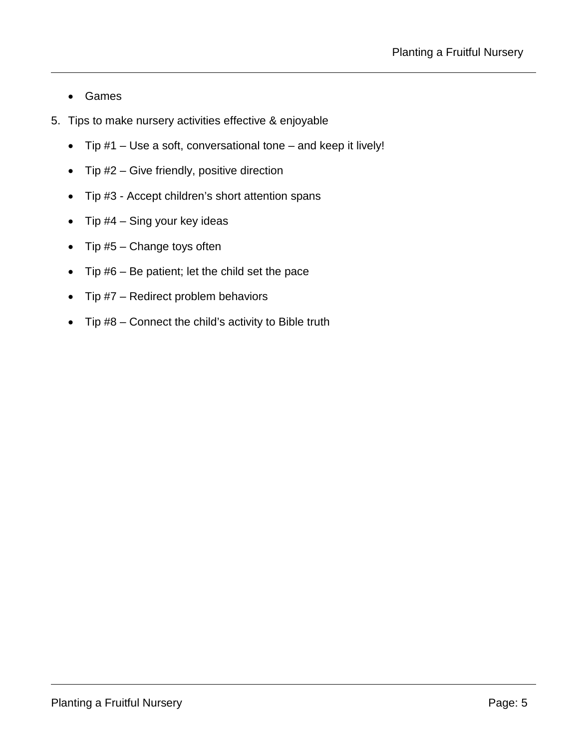- Games

5. Tips to make nursery activities effective & enjoyable

    - Tip #1 – Use a soft, conversational tone – and keep it lively!
    - Tip #2 – Give friendly, positive direction
    - Tip #3 - Accept children's short attention spans
    - Tip #4 – Sing your key ideas
    - Tip #5 – Change toys often
    - Tip #6 – Be patient; let the child set the pace
    - Tip #7 – Redirect problem behaviors
    - Tip #8 – Connect the child's activity to Bible truth